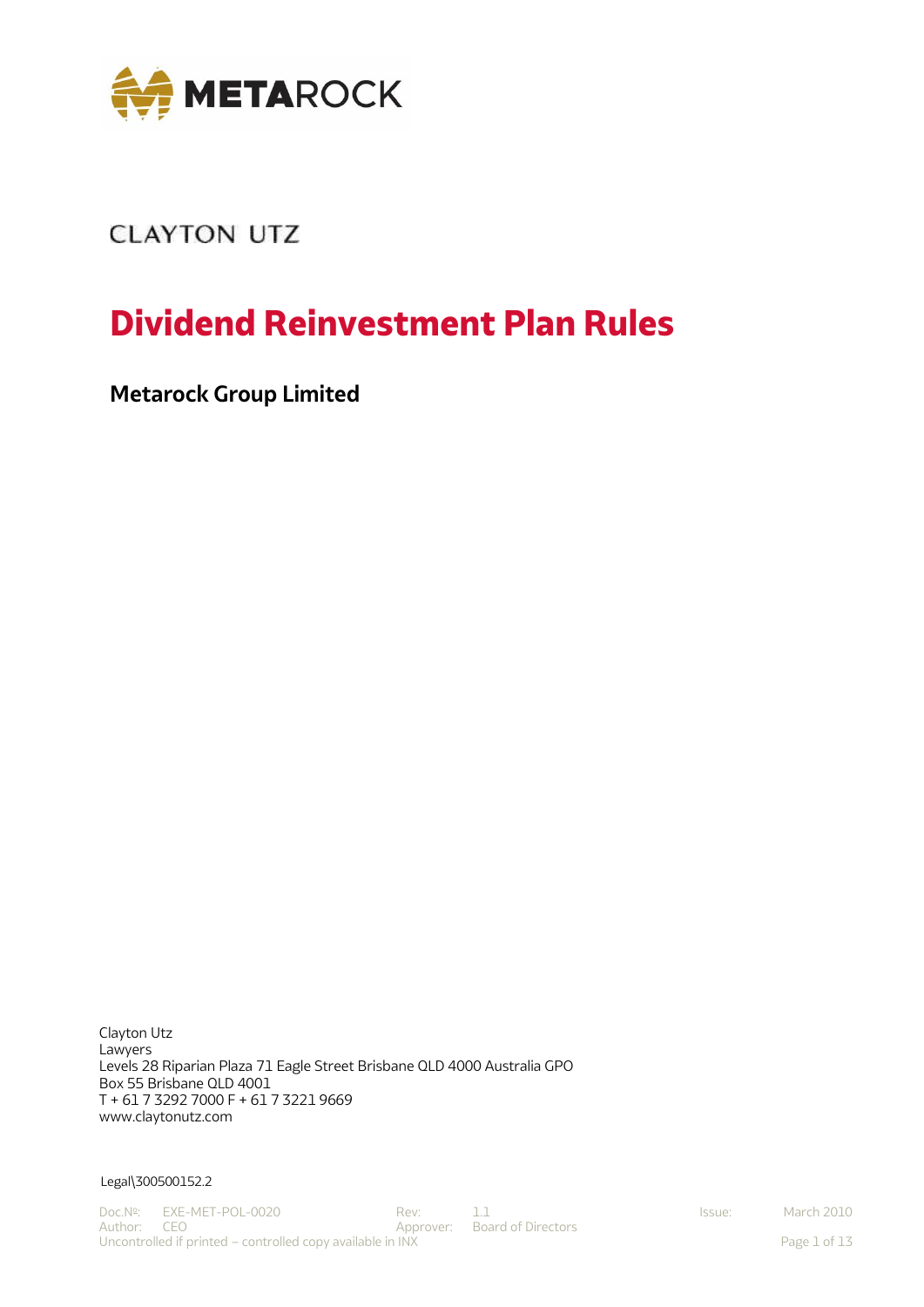METAROCK

CLAYTON UTZ

# Dividend Reinvestment Plan Rules

## Metarock Group Limited

Clayton Utz
Lawyers
Levels 28 Riparian Plaza 71 Eagle Street Brisbane QLD 4000 Australia GPO Box 55 Brisbane QLD 4001
T + 61 7 3292 7000 F + 61 7 3221 9669
www.claytonutz.com

Legal\300500152.2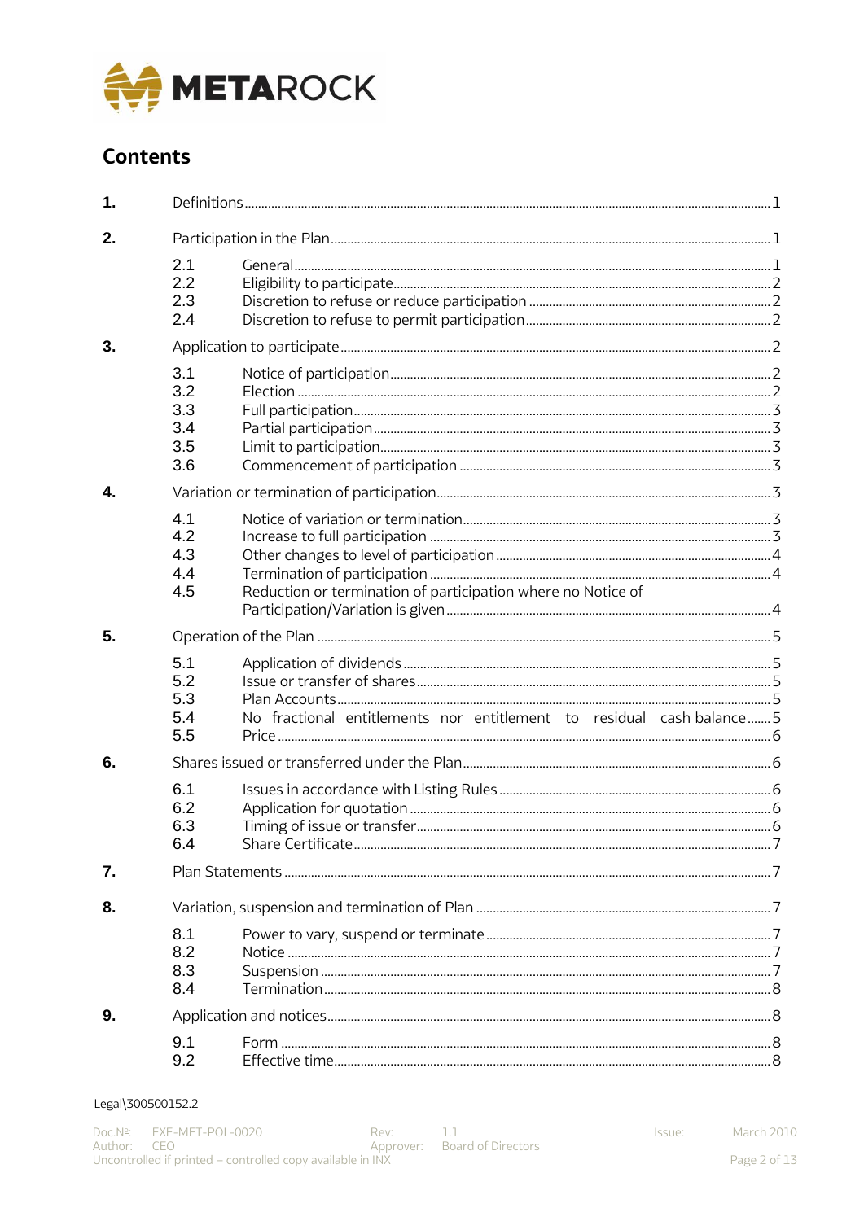## Contents

| | | |
|---|---|---|
| **1.** | Definitions | 1 |
| **2.** | Participation in the Plan | 1 |
| | 2.1 General | 1 |
| | 2.2 Eligibility to participate | 2 |
| | 2.3 Discretion to refuse or reduce participation | 2 |
| | 2.4 Discretion to refuse to permit participation | 2 |
| **3.** | Application to participate | 2 |
| | 3.1 Notice of participation | 2 |
| | 3.2 Election | 2 |
| | 3.3 Full participation | 3 |
| | 3.4 Partial participation | 3 |
| | 3.5 Limit to participation | 3 |
| | 3.6 Commencement of participation | 3 |
| **4.** | Variation or termination of participation | 3 |
| | 4.1 Notice of variation or termination | 3 |
| | 4.2 Increase to full participation | 3 |
| | 4.3 Other changes to level of participation | 4 |
| | 4.4 Termination of participation | 4 |
| | 4.5 Reduction or termination of participation where no Notice of Participation/Variation is given | 4 |
| **5.** | Operation of the Plan | 5 |
| | 5.1 Application of dividends | 5 |
| | 5.2 Issue or transfer of shares | 5 |
| | 5.3 Plan Accounts | 5 |
| | 5.4 No fractional entitlements nor entitlement to residual cash balance | 5 |
| | 5.5 Price | 6 |
| **6.** | Shares issued or transferred under the Plan | 6 |
| | 6.1 Issues in accordance with Listing Rules | 6 |
| | 6.2 Application for quotation | 6 |
| | 6.3 Timing of issue or transfer | 6 |
| | 6.4 Share Certificate | 7 |
| **7.** | Plan Statements | 7 |
| **8.** | Variation, suspension and termination of Plan | 7 |
| | 8.1 Power to vary, suspend or terminate | 7 |
| | 8.2 Notice | 7 |
| | 8.3 Suspension | 7 |
| | 8.4 Termination | 8 |
| **9.** | Application and notices | 8 |
| | 9.1 Form | 8 |
| | 9.2 Effective time | 8 |

Legal\300500152.2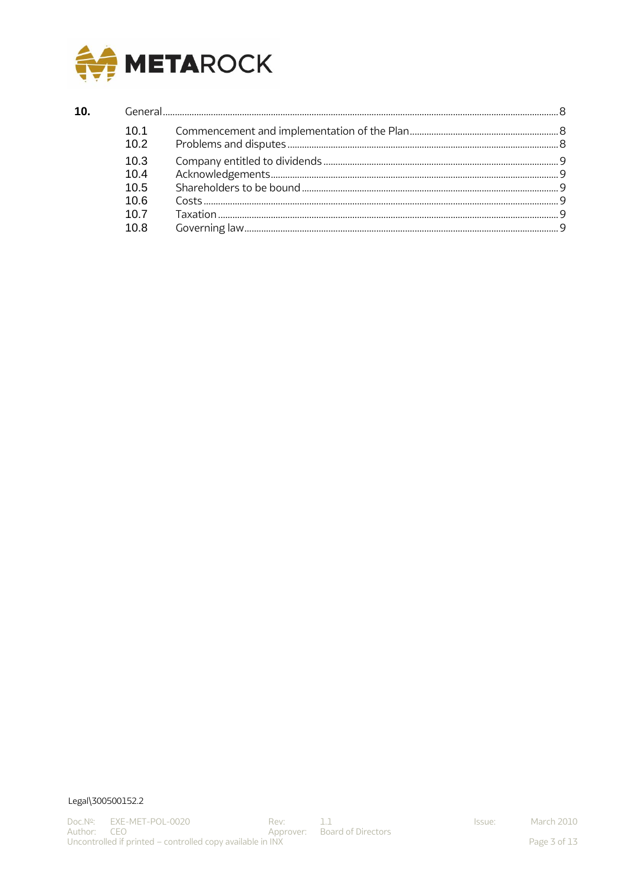| | | |
|---|---|---|
| **10.** | General | 8 |
| 10.1 | Commencement and implementation of the Plan | 8 |
| 10.2 | Problems and disputes | 8 |
| 10.3 | Company entitled to dividends | 9 |
| 10.4 | Acknowledgements | 9 |
| 10.5 | Shareholders to be bound | 9 |
| 10.6 | Costs | 9 |
| 10.7 | Taxation | 9 |
| 10.8 | Governing law | 9 |

Legal\300500152.2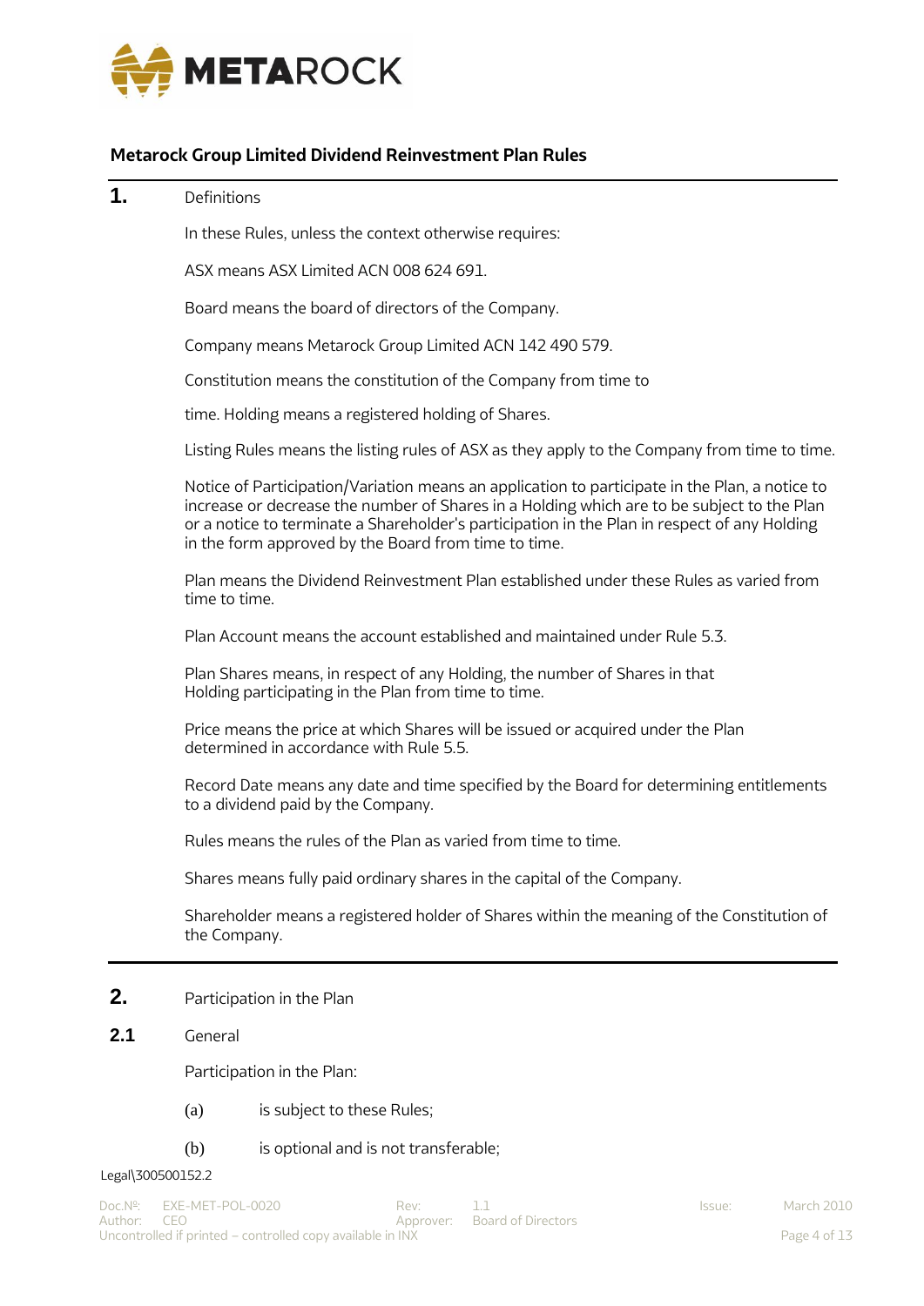**Metarock Group Limited Dividend Reinvestment Plan Rules**

## 1. Definitions

In these Rules, unless the context otherwise requires:

ASX means ASX Limited ACN 008 624 691.

Board means the board of directors of the Company.

Company means Metarock Group Limited ACN 142 490 579.

Constitution means the constitution of the Company from time to time. Holding means a registered holding of Shares.

Listing Rules means the listing rules of ASX as they apply to the Company from time to time.

Notice of Participation/Variation means an application to participate in the Plan, a notice to increase or decrease the number of Shares in a Holding which are to be subject to the Plan or a notice to terminate a Shareholder's participation in the Plan in respect of any Holding in the form approved by the Board from time to time.

Plan means the Dividend Reinvestment Plan established under these Rules as varied from time to time.

Plan Account means the account established and maintained under Rule 5.3.

Plan Shares means, in respect of any Holding, the number of Shares in that Holding participating in the Plan from time to time.

Price means the price at which Shares will be issued or acquired under the Plan determined in accordance with Rule 5.5.

Record Date means any date and time specified by the Board for determining entitlements to a dividend paid by the Company.

Rules means the rules of the Plan as varied from time to time.

Shares means fully paid ordinary shares in the capital of the Company.

Shareholder means a registered holder of Shares within the meaning of the Constitution of the Company.

## 2. Participation in the Plan

### 2.1 General

Participation in the Plan:

(a) is subject to these Rules;

(b) is optional and is not transferable;

Legal\300500152.2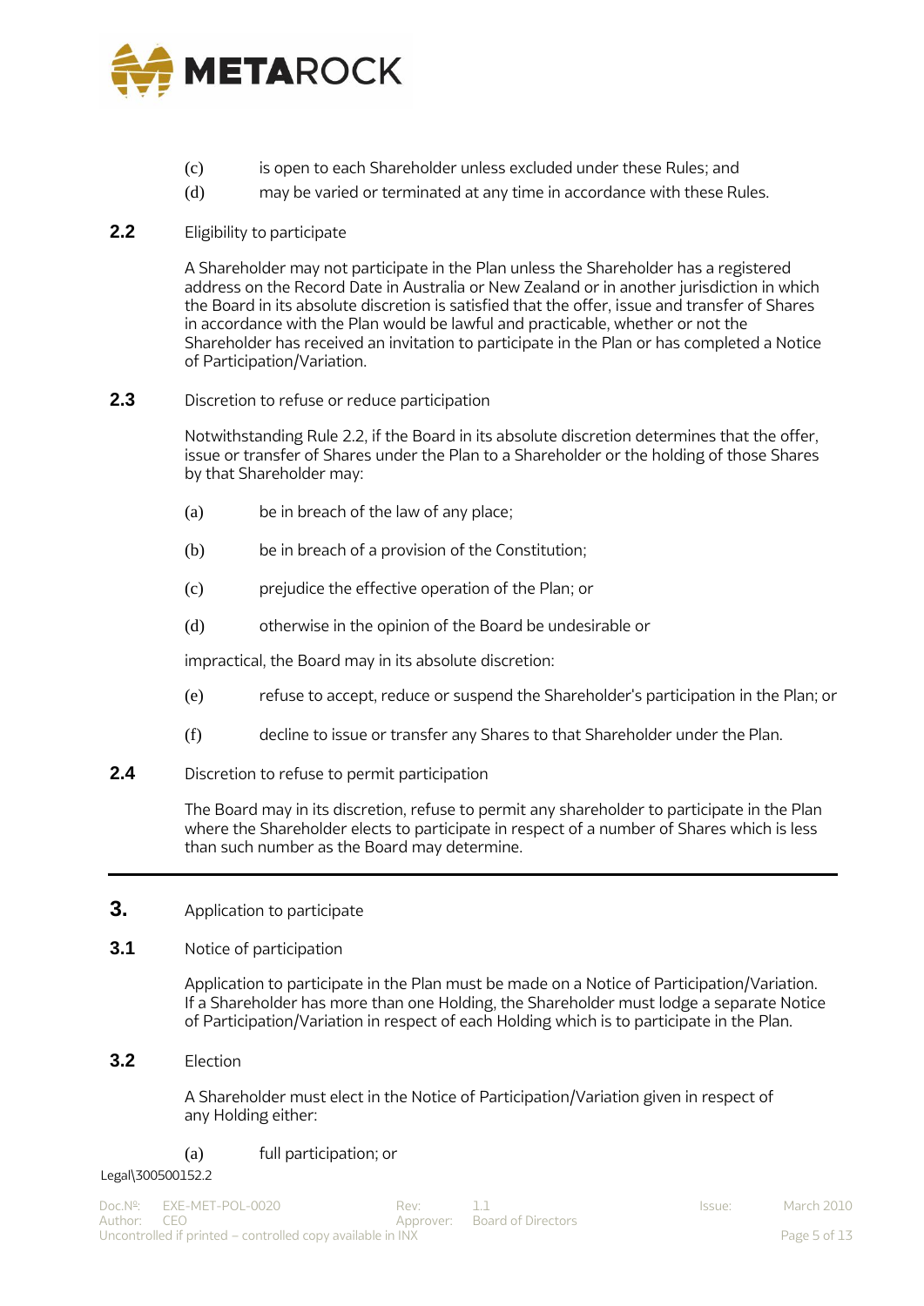(c) is open to each Shareholder unless excluded under these Rules; and

(d) may be varied or terminated at any time in accordance with these Rules.

### 2.2 Eligibility to participate

A Shareholder may not participate in the Plan unless the Shareholder has a registered address on the Record Date in Australia or New Zealand or in another jurisdiction in which the Board in its absolute discretion is satisfied that the offer, issue and transfer of Shares in accordance with the Plan would be lawful and practicable, whether or not the Shareholder has received an invitation to participate in the Plan or has completed a Notice of Participation/Variation.

### 2.3 Discretion to refuse or reduce participation

Notwithstanding Rule 2.2, if the Board in its absolute discretion determines that the offer, issue or transfer of Shares under the Plan to a Shareholder or the holding of those Shares by that Shareholder may:

(a) be in breach of the law of any place;

(b) be in breach of a provision of the Constitution;

(c) prejudice the effective operation of the Plan; or

(d) otherwise in the opinion of the Board be undesirable or

impractical, the Board may in its absolute discretion:

(e) refuse to accept, reduce or suspend the Shareholder's participation in the Plan; or

(f) decline to issue or transfer any Shares to that Shareholder under the Plan.

### 2.4 Discretion to refuse to permit participation

The Board may in its discretion, refuse to permit any shareholder to participate in the Plan where the Shareholder elects to participate in respect of a number of Shares which is less than such number as the Board may determine.

---

## 3. Application to participate

### 3.1 Notice of participation

Application to participate in the Plan must be made on a Notice of Participation/Variation. If a Shareholder has more than one Holding, the Shareholder must lodge a separate Notice of Participation/Variation in respect of each Holding which is to participate in the Plan.

### 3.2 Election

A Shareholder must elect in the Notice of Participation/Variation given in respect of any Holding either:

(a) full participation; or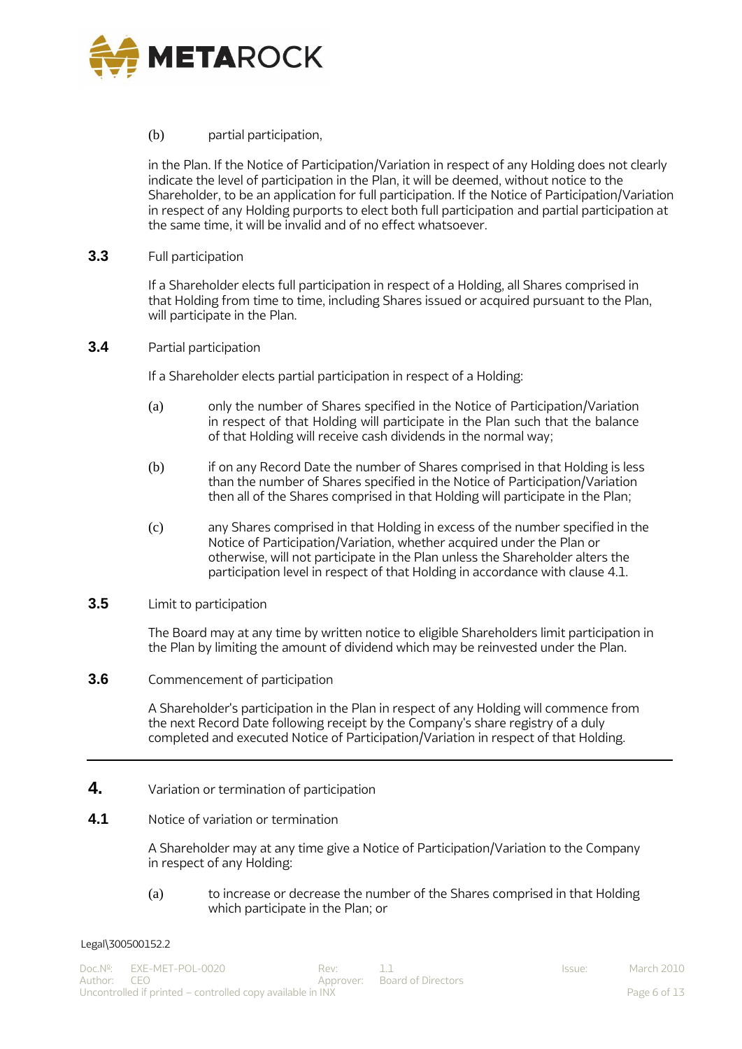(b) partial participation,

in the Plan. If the Notice of Participation/Variation in respect of any Holding does not clearly indicate the level of participation in the Plan, it will be deemed, without notice to the Shareholder, to be an application for full participation. If the Notice of Participation/Variation in respect of any Holding purports to elect both full participation and partial participation at the same time, it will be invalid and of no effect whatsoever.

### 3.3 Full participation

If a Shareholder elects full participation in respect of a Holding, all Shares comprised in that Holding from time to time, including Shares issued or acquired pursuant to the Plan, will participate in the Plan.

### 3.4 Partial participation

If a Shareholder elects partial participation in respect of a Holding:

(a) only the number of Shares specified in the Notice of Participation/Variation in respect of that Holding will participate in the Plan such that the balance of that Holding will receive cash dividends in the normal way;

(b) if on any Record Date the number of Shares comprised in that Holding is less than the number of Shares specified in the Notice of Participation/Variation then all of the Shares comprised in that Holding will participate in the Plan;

(c) any Shares comprised in that Holding in excess of the number specified in the Notice of Participation/Variation, whether acquired under the Plan or otherwise, will not participate in the Plan unless the Shareholder alters the participation level in respect of that Holding in accordance with clause 4.1.

### 3.5 Limit to participation

The Board may at any time by written notice to eligible Shareholders limit participation in the Plan by limiting the amount of dividend which may be reinvested under the Plan.

### 3.6 Commencement of participation

A Shareholder's participation in the Plan in respect of any Holding will commence from the next Record Date following receipt by the Company's share registry of a duly completed and executed Notice of Participation/Variation in respect of that Holding.

---

## 4. Variation or termination of participation

### 4.1 Notice of variation or termination

A Shareholder may at any time give a Notice of Participation/Variation to the Company in respect of any Holding:

(a) to increase or decrease the number of the Shares comprised in that Holding which participate in the Plan; or

Legal\300500152.2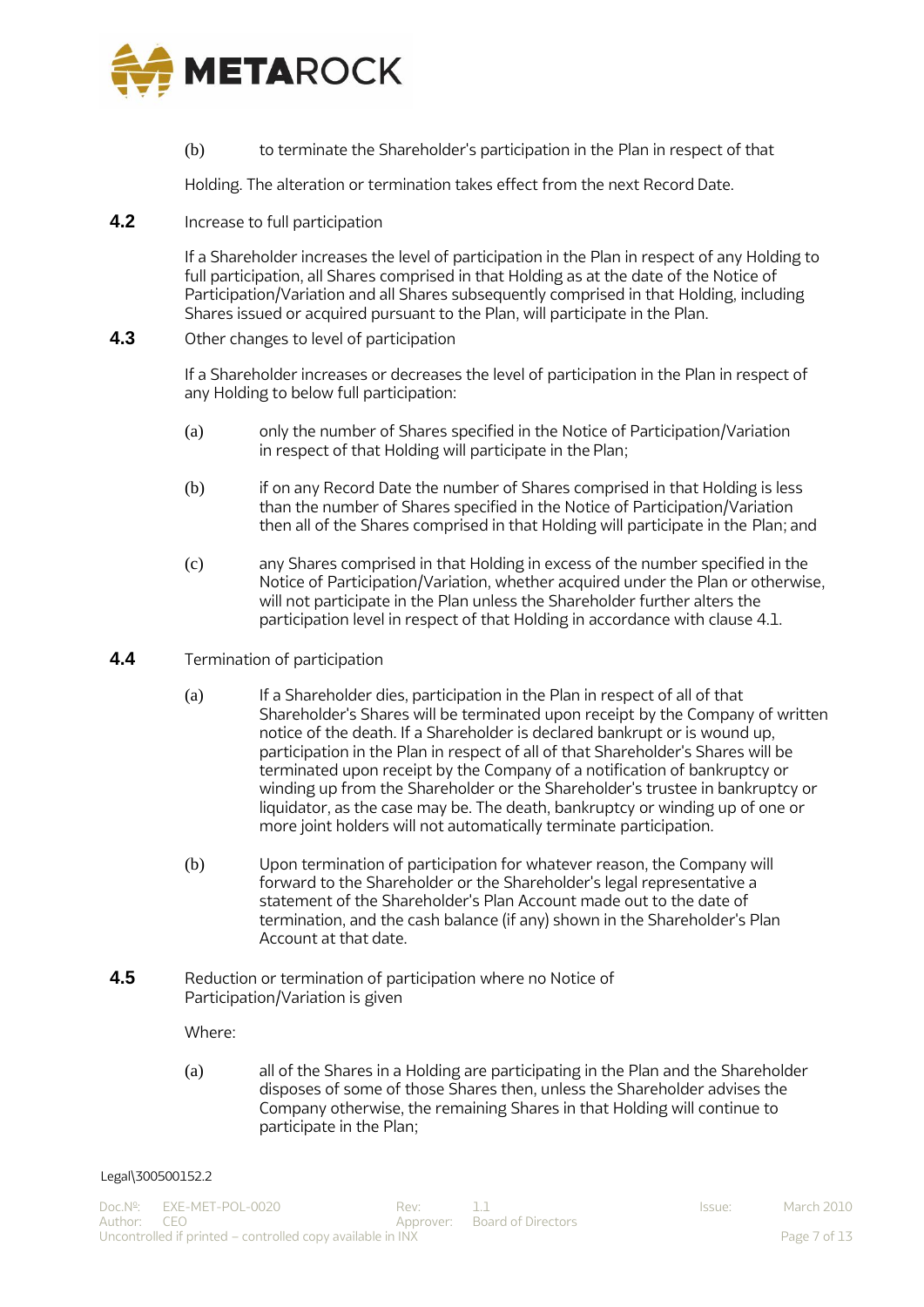(b) to terminate the Shareholder's participation in the Plan in respect of that Holding. The alteration or termination takes effect from the next Record Date.

**4.2** Increase to full participation

If a Shareholder increases the level of participation in the Plan in respect of any Holding to full participation, all Shares comprised in that Holding as at the date of the Notice of Participation/Variation and all Shares subsequently comprised in that Holding, including Shares issued or acquired pursuant to the Plan, will participate in the Plan.

**4.3** Other changes to level of participation

If a Shareholder increases or decreases the level of participation in the Plan in respect of any Holding to below full participation:

(a) only the number of Shares specified in the Notice of Participation/Variation in respect of that Holding will participate in the Plan;

(b) if on any Record Date the number of Shares comprised in that Holding is less than the number of Shares specified in the Notice of Participation/Variation then all of the Shares comprised in that Holding will participate in the Plan; and

(c) any Shares comprised in that Holding in excess of the number specified in the Notice of Participation/Variation, whether acquired under the Plan or otherwise, will not participate in the Plan unless the Shareholder further alters the participation level in respect of that Holding in accordance with clause 4.1.

**4.4** Termination of participation

(a) If a Shareholder dies, participation in the Plan in respect of all of that Shareholder's Shares will be terminated upon receipt by the Company of written notice of the death. If a Shareholder is declared bankrupt or is wound up, participation in the Plan in respect of all of that Shareholder's Shares will be terminated upon receipt by the Company of a notification of bankruptcy or winding up from the Shareholder or the Shareholder's trustee in bankruptcy or liquidator, as the case may be. The death, bankruptcy or winding up of one or more joint holders will not automatically terminate participation.

(b) Upon termination of participation for whatever reason, the Company will forward to the Shareholder or the Shareholder's legal representative a statement of the Shareholder's Plan Account made out to the date of termination, and the cash balance (if any) shown in the Shareholder's Plan Account at that date.

**4.5** Reduction or termination of participation where no Notice of Participation/Variation is given

Where:

(a) all of the Shares in a Holding are participating in the Plan and the Shareholder disposes of some of those Shares then, unless the Shareholder advises the Company otherwise, the remaining Shares in that Holding will continue to participate in the Plan;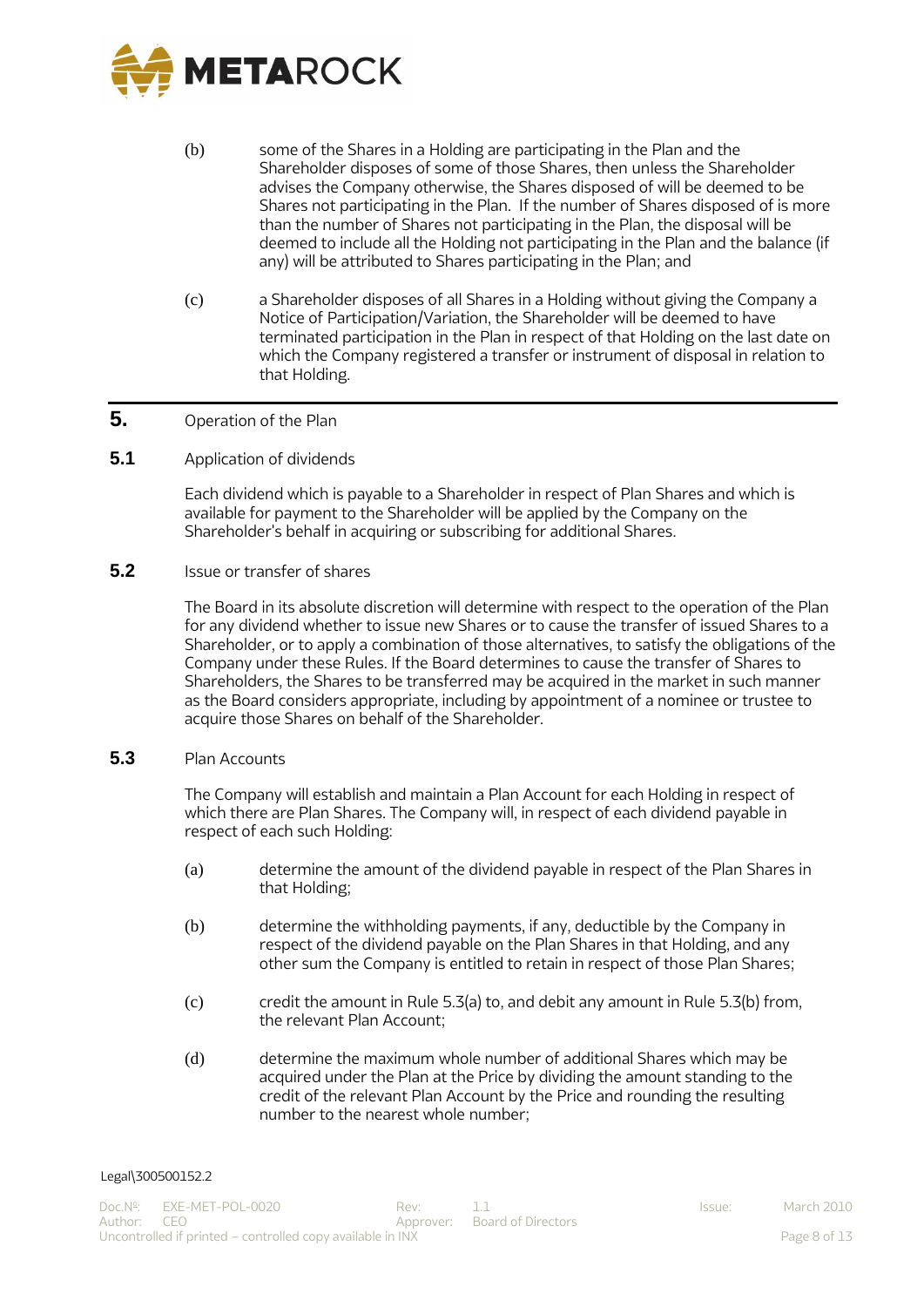(b) some of the Shares in a Holding are participating in the Plan and the Shareholder disposes of some of those Shares, then unless the Shareholder advises the Company otherwise, the Shares disposed of will be deemed to be Shares not participating in the Plan. If the number of Shares disposed of is more than the number of Shares not participating in the Plan, the disposal will be deemed to include all the Holding not participating in the Plan and the balance (if any) will be attributed to Shares participating in the Plan; and

(c) a Shareholder disposes of all Shares in a Holding without giving the Company a Notice of Participation/Variation, the Shareholder will be deemed to have terminated participation in the Plan in respect of that Holding on the last date on which the Company registered a transfer or instrument of disposal in relation to that Holding.

# 5. Operation of the Plan

## 5.1 Application of dividends

Each dividend which is payable to a Shareholder in respect of Plan Shares and which is available for payment to the Shareholder will be applied by the Company on the Shareholder's behalf in acquiring or subscribing for additional Shares.

## 5.2 Issue or transfer of shares

The Board in its absolute discretion will determine with respect to the operation of the Plan for any dividend whether to issue new Shares or to cause the transfer of issued Shares to a Shareholder, or to apply a combination of those alternatives, to satisfy the obligations of the Company under these Rules. If the Board determines to cause the transfer of Shares to Shareholders, the Shares to be transferred may be acquired in the market in such manner as the Board considers appropriate, including by appointment of a nominee or trustee to acquire those Shares on behalf of the Shareholder.

## 5.3 Plan Accounts

The Company will establish and maintain a Plan Account for each Holding in respect of which there are Plan Shares. The Company will, in respect of each dividend payable in respect of each such Holding:

(a) determine the amount of the dividend payable in respect of the Plan Shares in that Holding;

(b) determine the withholding payments, if any, deductible by the Company in respect of the dividend payable on the Plan Shares in that Holding, and any other sum the Company is entitled to retain in respect of those Plan Shares;

(c) credit the amount in Rule 5.3(a) to, and debit any amount in Rule 5.3(b) from, the relevant Plan Account;

(d) determine the maximum whole number of additional Shares which may be acquired under the Plan at the Price by dividing the amount standing to the credit of the relevant Plan Account by the Price and rounding the resulting number to the nearest whole number;

Legal\300500152.2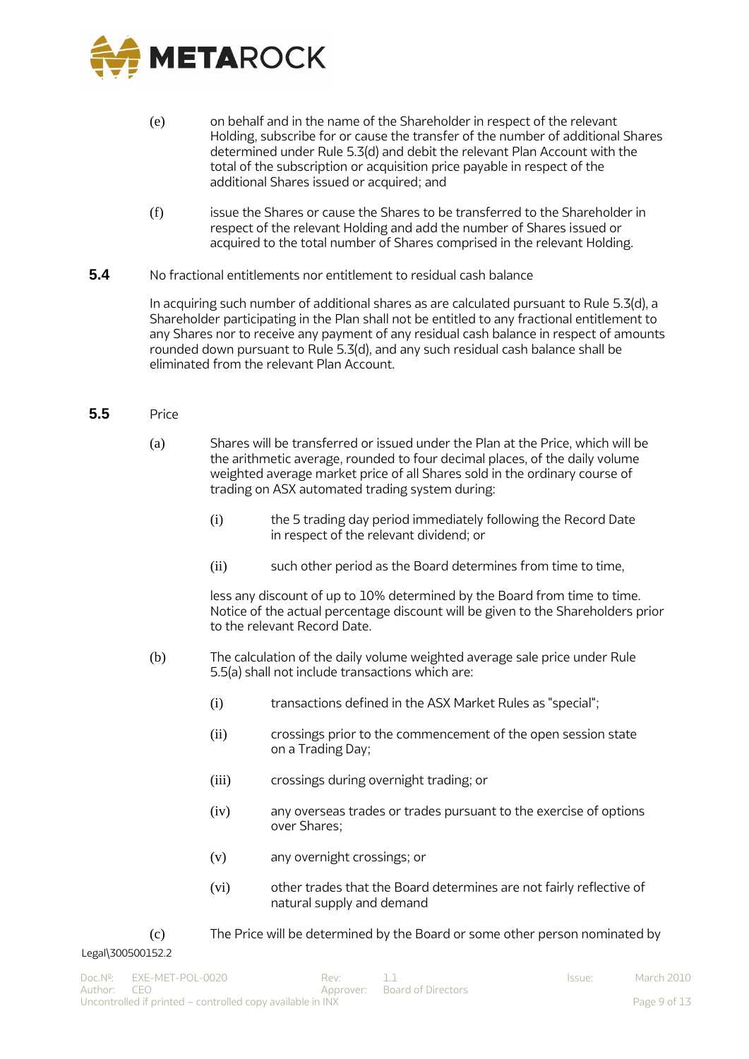(e) on behalf and in the name of the Shareholder in respect of the relevant Holding, subscribe for or cause the transfer of the number of additional Shares determined under Rule 5.3(d) and debit the relevant Plan Account with the total of the subscription or acquisition price payable in respect of the additional Shares issued or acquired; and

(f) issue the Shares or cause the Shares to be transferred to the Shareholder in respect of the relevant Holding and add the number of Shares issued or acquired to the total number of Shares comprised in the relevant Holding.

**5.4** No fractional entitlements nor entitlement to residual cash balance

In acquiring such number of additional shares as are calculated pursuant to Rule 5.3(d), a Shareholder participating in the Plan shall not be entitled to any fractional entitlement to any Shares nor to receive any payment of any residual cash balance in respect of amounts rounded down pursuant to Rule 5.3(d), and any such residual cash balance shall be eliminated from the relevant Plan Account.

**5.5** Price

(a) Shares will be transferred or issued under the Plan at the Price, which will be the arithmetic average, rounded to four decimal places, of the daily volume weighted average market price of all Shares sold in the ordinary course of trading on ASX automated trading system during:

(i) the 5 trading day period immediately following the Record Date in respect of the relevant dividend; or

(ii) such other period as the Board determines from time to time,

less any discount of up to 10% determined by the Board from time to time. Notice of the actual percentage discount will be given to the Shareholders prior to the relevant Record Date.

(b) The calculation of the daily volume weighted average sale price under Rule 5.5(a) shall not include transactions which are:

(i) transactions defined in the ASX Market Rules as "special";

(ii) crossings prior to the commencement of the open session state on a Trading Day;

(iii) crossings during overnight trading; or

(iv) any overseas trades or trades pursuant to the exercise of options over Shares;

(v) any overnight crossings; or

(vi) other trades that the Board determines are not fairly reflective of natural supply and demand

(c) The Price will be determined by the Board or some other person nominated by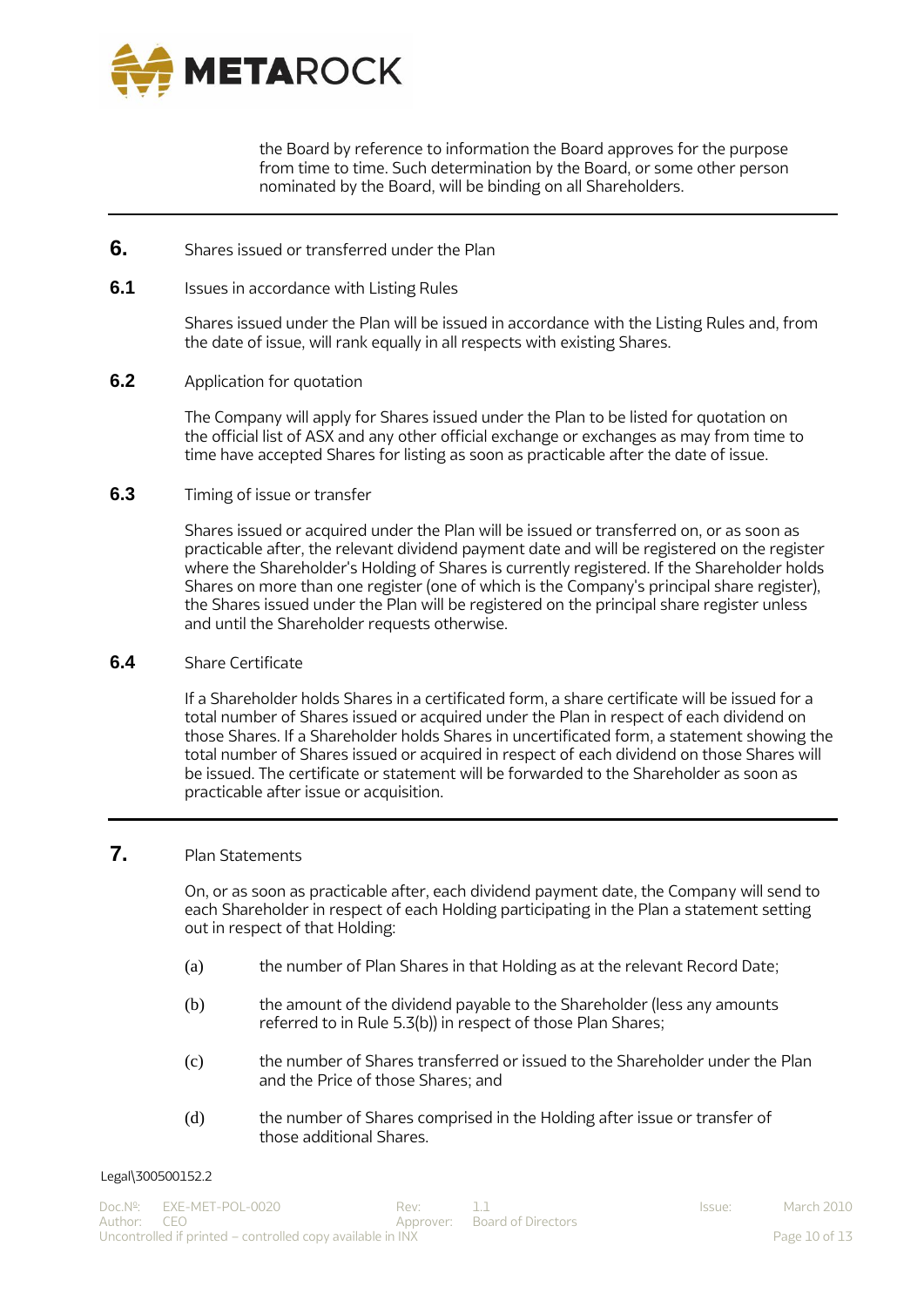the Board by reference to information the Board approves for the purpose from time to time. Such determination by the Board, or some other person nominated by the Board, will be binding on all Shareholders.

## 6. Shares issued or transferred under the Plan

### 6.1 Issues in accordance with Listing Rules

Shares issued under the Plan will be issued in accordance with the Listing Rules and, from the date of issue, will rank equally in all respects with existing Shares.

### 6.2 Application for quotation

The Company will apply for Shares issued under the Plan to be listed for quotation on the official list of ASX and any other official exchange or exchanges as may from time to time have accepted Shares for listing as soon as practicable after the date of issue.

### 6.3 Timing of issue or transfer

Shares issued or acquired under the Plan will be issued or transferred on, or as soon as practicable after, the relevant dividend payment date and will be registered on the register where the Shareholder's Holding of Shares is currently registered. If the Shareholder holds Shares on more than one register (one of which is the Company's principal share register), the Shares issued under the Plan will be registered on the principal share register unless and until the Shareholder requests otherwise.

### 6.4 Share Certificate

If a Shareholder holds Shares in a certificated form, a share certificate will be issued for a total number of Shares issued or acquired under the Plan in respect of each dividend on those Shares. If a Shareholder holds Shares in uncertificated form, a statement showing the total number of Shares issued or acquired in respect of each dividend on those Shares will be issued. The certificate or statement will be forwarded to the Shareholder as soon as practicable after issue or acquisition.

## 7. Plan Statements

On, or as soon as practicable after, each dividend payment date, the Company will send to each Shareholder in respect of each Holding participating in the Plan a statement setting out in respect of that Holding:

(a) the number of Plan Shares in that Holding as at the relevant Record Date;

(b) the amount of the dividend payable to the Shareholder (less any amounts referred to in Rule 5.3(b)) in respect of those Plan Shares;

(c) the number of Shares transferred or issued to the Shareholder under the Plan and the Price of those Shares; and

(d) the number of Shares comprised in the Holding after issue or transfer of those additional Shares.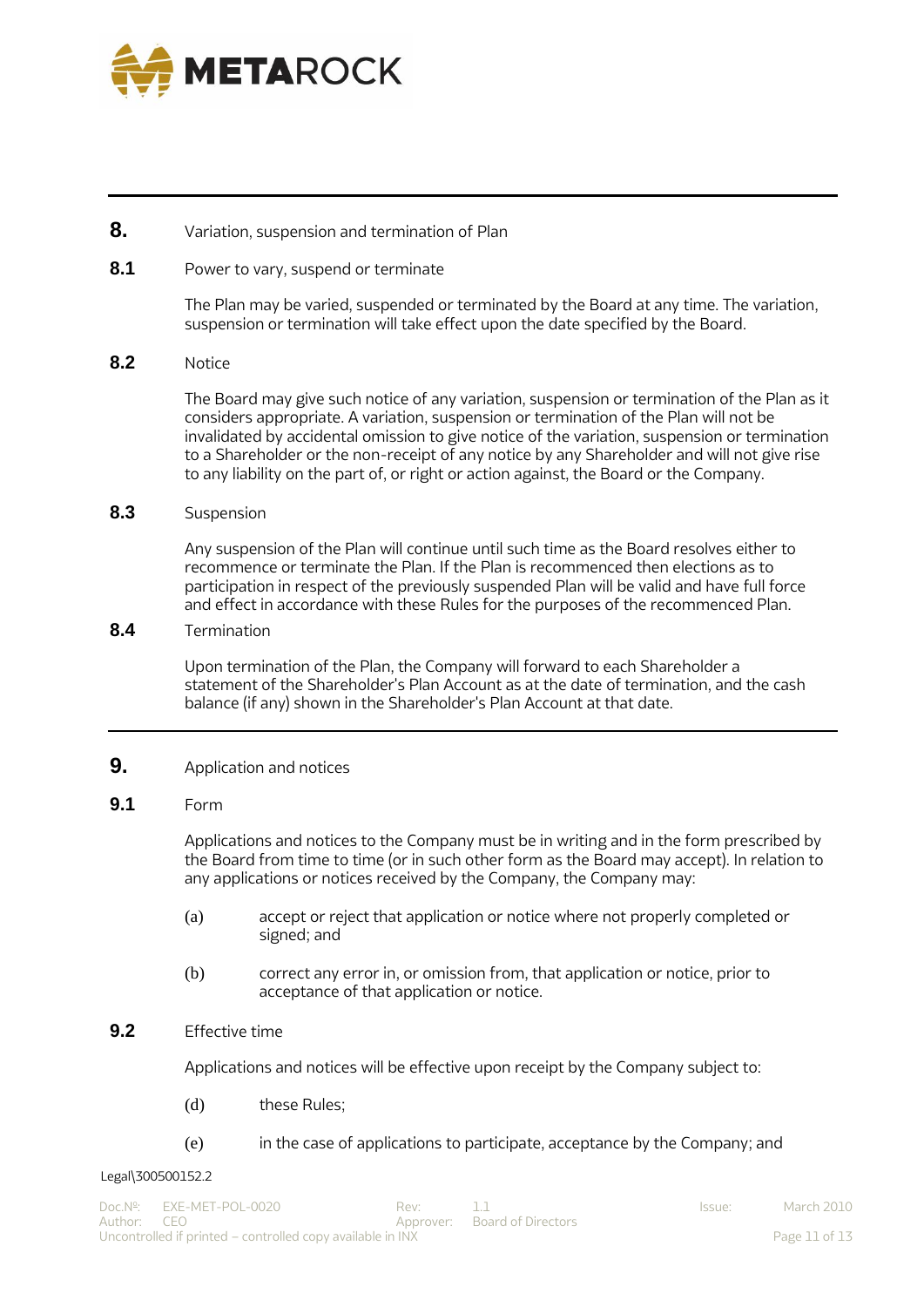## 8. Variation, suspension and termination of Plan

### 8.1 Power to vary, suspend or terminate

The Plan may be varied, suspended or terminated by the Board at any time. The variation, suspension or termination will take effect upon the date specified by the Board.

### 8.2 Notice

The Board may give such notice of any variation, suspension or termination of the Plan as it considers appropriate. A variation, suspension or termination of the Plan will not be invalidated by accidental omission to give notice of the variation, suspension or termination to a Shareholder or the non-receipt of any notice by any Shareholder and will not give rise to any liability on the part of, or right or action against, the Board or the Company.

### 8.3 Suspension

Any suspension of the Plan will continue until such time as the Board resolves either to recommence or terminate the Plan. If the Plan is recommenced then elections as to participation in respect of the previously suspended Plan will be valid and have full force and effect in accordance with these Rules for the purposes of the recommenced Plan.

### 8.4 Termination

Upon termination of the Plan, the Company will forward to each Shareholder a statement of the Shareholder's Plan Account as at the date of termination, and the cash balance (if any) shown in the Shareholder's Plan Account at that date.

## 9. Application and notices

### 9.1 Form

Applications and notices to the Company must be in writing and in the form prescribed by the Board from time to time (or in such other form as the Board may accept). In relation to any applications or notices received by the Company, the Company may:

(a) accept or reject that application or notice where not properly completed or signed; and

(b) correct any error in, or omission from, that application or notice, prior to acceptance of that application or notice.

### 9.2 Effective time

Applications and notices will be effective upon receipt by the Company subject to:

(d) these Rules;

(e) in the case of applications to participate, acceptance by the Company; and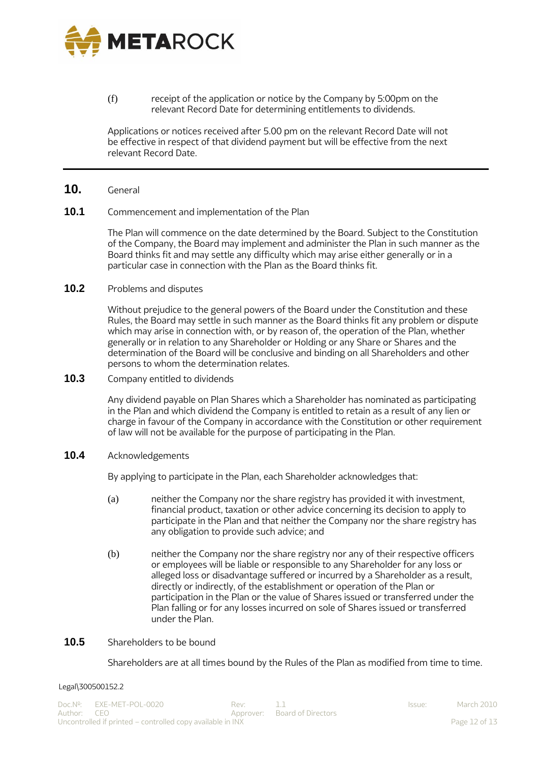(f) receipt of the application or notice by the Company by 5:00pm on the relevant Record Date for determining entitlements to dividends.

Applications or notices received after 5.00 pm on the relevant Record Date will not be effective in respect of that dividend payment but will be effective from the next relevant Record Date.

---

## 10. General

### 10.1 Commencement and implementation of the Plan

The Plan will commence on the date determined by the Board. Subject to the Constitution of the Company, the Board may implement and administer the Plan in such manner as the Board thinks fit and may settle any difficulty which may arise either generally or in a particular case in connection with the Plan as the Board thinks fit.

### 10.2 Problems and disputes

Without prejudice to the general powers of the Board under the Constitution and these Rules, the Board may settle in such manner as the Board thinks fit any problem or dispute which may arise in connection with, or by reason of, the operation of the Plan, whether generally or in relation to any Shareholder or Holding or any Share or Shares and the determination of the Board will be conclusive and binding on all Shareholders and other persons to whom the determination relates.

### 10.3 Company entitled to dividends

Any dividend payable on Plan Shares which a Shareholder has nominated as participating in the Plan and which dividend the Company is entitled to retain as a result of any lien or charge in favour of the Company in accordance with the Constitution or other requirement of law will not be available for the purpose of participating in the Plan.

### 10.4 Acknowledgements

By applying to participate in the Plan, each Shareholder acknowledges that:

(a) neither the Company nor the share registry has provided it with investment, financial product, taxation or other advice concerning its decision to apply to participate in the Plan and that neither the Company nor the share registry has any obligation to provide such advice; and

(b) neither the Company nor the share registry nor any of their respective officers or employees will be liable or responsible to any Shareholder for any loss or alleged loss or disadvantage suffered or incurred by a Shareholder as a result, directly or indirectly, of the establishment or operation of the Plan or participation in the Plan or the value of Shares issued or transferred under the Plan falling or for any losses incurred on sole of Shares issued or transferred under the Plan.

### 10.5 Shareholders to be bound

Shareholders are at all times bound by the Rules of the Plan as modified from time to time.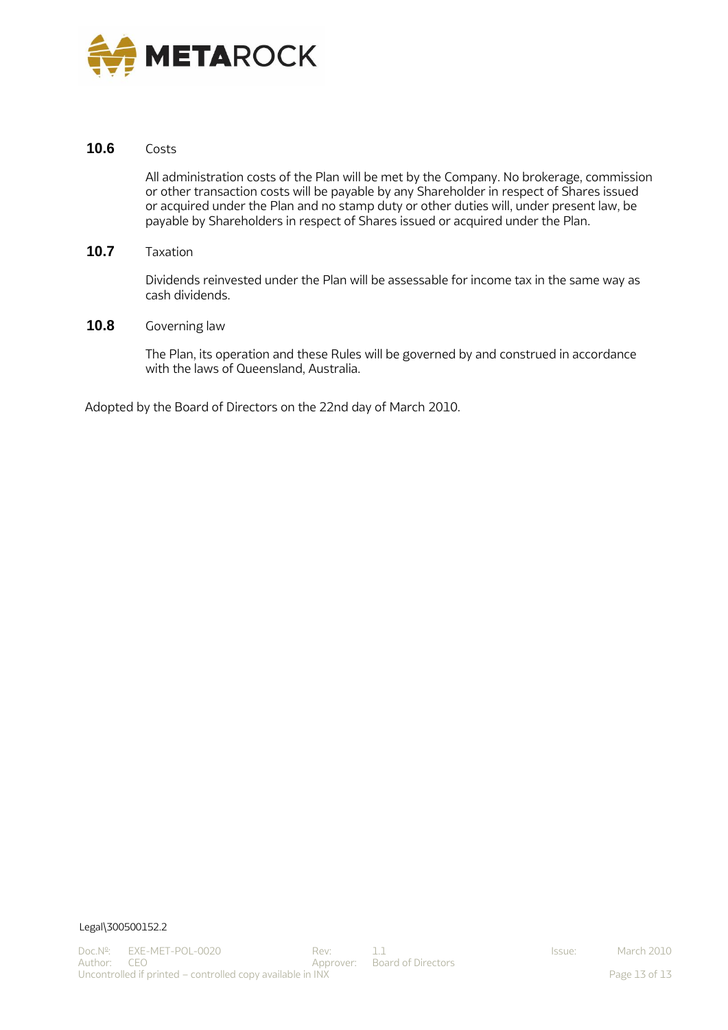### 10.6 Costs

All administration costs of the Plan will be met by the Company. No brokerage, commission or other transaction costs will be payable by any Shareholder in respect of Shares issued or acquired under the Plan and no stamp duty or other duties will, under present law, be payable by Shareholders in respect of Shares issued or acquired under the Plan.

### 10.7 Taxation

Dividends reinvested under the Plan will be assessable for income tax in the same way as cash dividends.

### 10.8 Governing law

The Plan, its operation and these Rules will be governed by and construed in accordance with the laws of Queensland, Australia.

Adopted by the Board of Directors on the 22nd day of March 2010.

Legal\300500152.2